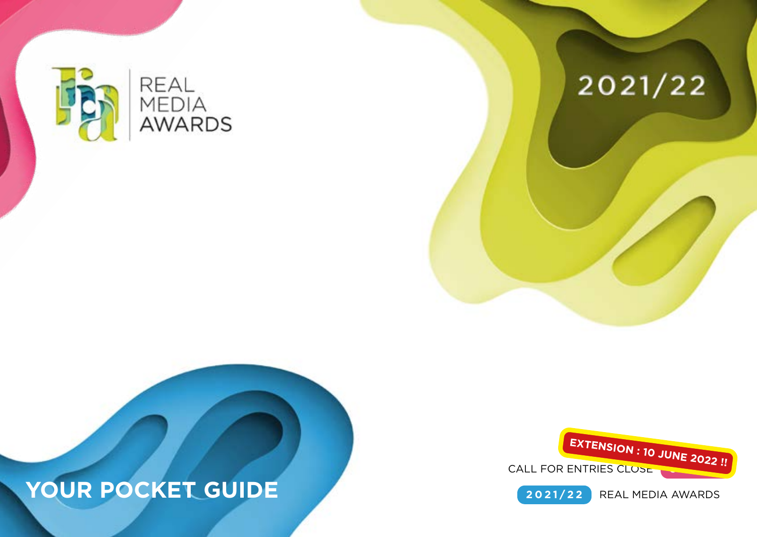# REAL MEDIA AWARDS

2021/22

## YOUR POCKET GUIDE

**EXTENSION : 10 JUNE 2022 !!**

CALL FOR ENTRIES CLOSE

2021/22 REAL MEDIA AWARDS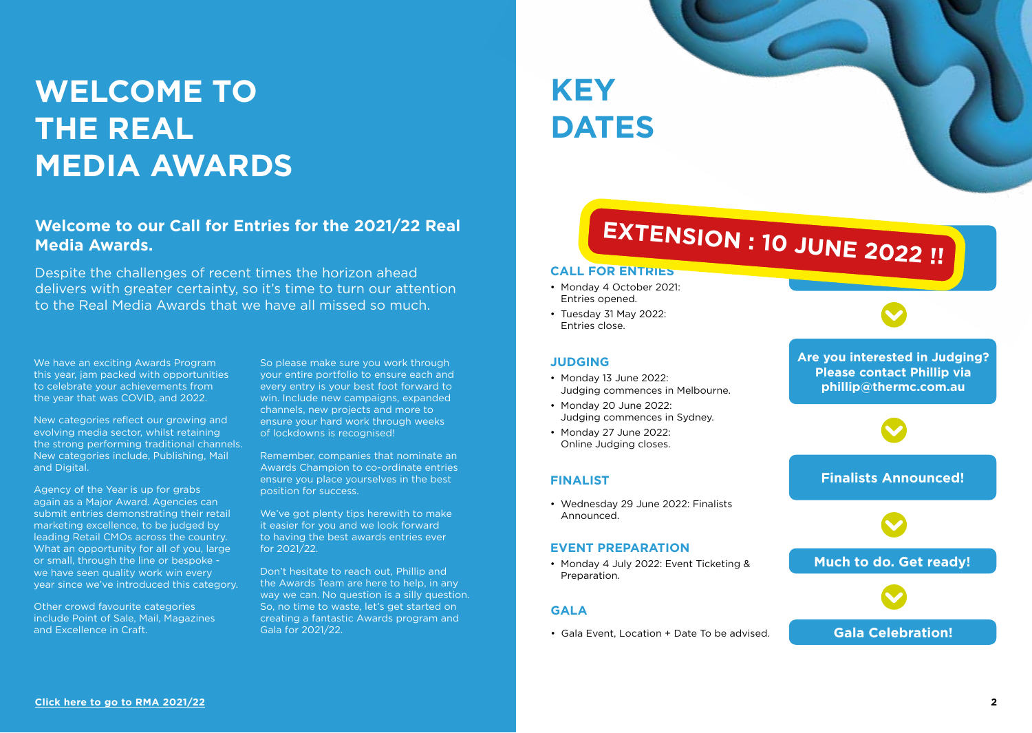# WELCOME TO THE REAL MEDIA AWARDS

## Welcome to our Call for Entries for the 2021/22 Real Media Awards.

Despite the challenges of recent times the horizon ahead delivers with greater certainty, so it's time to turn our attention to the Real Media Awards that we have all missed so much.

We have an exciting Awards Program this year, jam packed with opportunities to celebrate your achievements from the year that was COVID, and 2022.

New categories reflect our growing and evolving media sector, whilst retaining the strong performing traditional channels. New categories include, Publishing, Mail and Digital.

Agency of the Year is up for grabs again as a Major Award. Agencies can submit entries demonstrating their retail marketing excellence, to be judged by leading Retail CMOs across the country. What an opportunity for all of you, large or small, through the line or bespoke - we have seen quality work win every year since we've introduced this category.

Other crowd favourite categories include Point of Sale, Mail, Magazines and Excellence in Craft.

So please make sure you work through your entire portfolio to ensure each and every entry is your best foot forward to win. Include new campaigns, expanded channels, new projects and more to ensure your hard work through weeks of lockdowns is recognised!

Remember, companies that nominate an Awards Champion to co-ordinate entries ensure you place yourselves in the best position for success.

We've got plenty tips herewith to make it easier for you and we look forward to having the best awards entries ever for 2021/22.

Don't hesitate to reach out, Phillip and the Awards Team are here to help, in any way we can. No question is a silly question. So, no time to waste, let's get started on creating a fantastic Awards program and Gala for 2021/22.

Click here to go to RMA 2021/22

# KEY DATES

**EXTENSION : 10 JUNE 2022 !!**

### CALL FOR ENTRIES

- Monday 4 October 2021: Entries opened.
- Tuesday 31 May 2022: Entries close.

### JUDGING

- Monday 13 June 2022: Judging commences in Melbourne.
- Monday 20 June 2022: Judging commences in Sydney.
- Monday 27 June 2022: Online Judging closes.

**Are you interested in Judging? Please contact Phillip via phillip@thermc.com.au**

### FINALIST

- Wednesday 29 June 2022: Finalists Announced.

**Finalists Announced!**

### EVENT PREPARATION

- Monday 4 July 2022: Event Ticketing & Preparation.

**Much to do. Get ready!**

### GALA

- Gala Event, Location + Date To be advised.

**Gala Celebration!**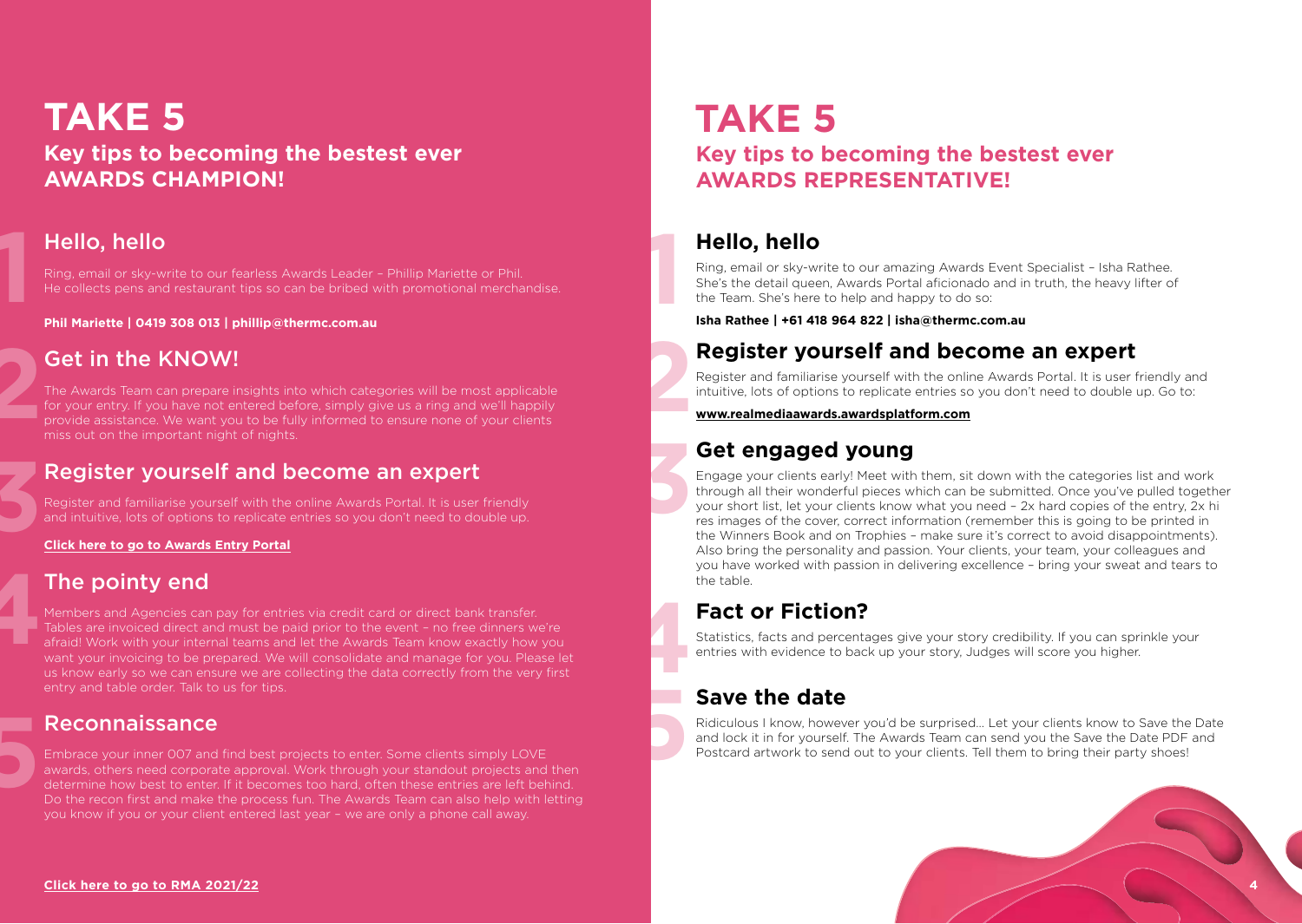# TAKE 5

## Key tips to becoming the bestest ever AWARDS CHAMPION!

### 1. Hello, hello

Ring, email or sky-write to our fearless Awards Leader – Phillip Mariette or Phil. He collects pens and restaurant tips so can be bribed with promotional merchandise.

**Phil Mariette | 0419 308 013 | phillip@thermc.com.au**

### 2. Get in the KNOW!

The Awards Team can prepare insights into which categories will be most applicable for your entry. If you have not entered before, simply give us a ring and we'll happily provide assistance. We want you to be fully informed to ensure none of your clients miss out on the important night of nights.

### 3. Register yourself and become an expert

Register and familiarise yourself with the online Awards Portal. It is user friendly and intuitive, lots of options to replicate entries so you don't need to double up.

**Click here to go to Awards Entry Portal**

### 4. The pointy end

Members and Agencies can pay for entries via credit card or direct bank transfer. Tables are invoiced direct and must be paid prior to the event – no free dinners we're afraid! Work with your internal teams and let the Awards Team know exactly how you want your invoicing to be prepared. We will consolidate and manage for you. Please let us know early so we can ensure we are collecting the data correctly from the very first entry and table order. Talk to us for tips.

### 5. Reconnaissance

Embrace your inner 007 and find best projects to enter. Some clients simply LOVE awards, others need corporate approval. Work through your standout projects and then determine how best to enter. If it becomes too hard, often these entries are left behind. Do the recon first and make the process fun. The Awards Team can also help with letting you know if you or your client entered last year – we are only a phone call away.

**Click here to go to RMA 2021/22**

# TAKE 5

## Key tips to becoming the bestest ever AWARDS REPRESENTATIVE!

### 1. Hello, hello

Ring, email or sky-write to our amazing Awards Event Specialist – Isha Rathee. She's the detail queen, Awards Portal aficionado and in truth, the heavy lifter of the Team. She's here to help and happy to do so:

**Isha Rathee | +61 418 964 822 | isha@thermc.com.au**

### 2. Register yourself and become an expert

Register and familiarise yourself with the online Awards Portal. It is user friendly and intuitive, lots of options to replicate entries so you don't need to double up. Go to:

**www.realmediaawards.awardsplatform.com**

### 3. Get engaged young

Engage your clients early! Meet with them, sit down with the categories list and work through all their wonderful pieces which can be submitted. Once you've pulled together your short list, let your clients know what you need – 2x hard copies of the entry, 2x hi res images of the cover, correct information (remember this is going to be printed in the Winners Book and on Trophies – make sure it's correct to avoid disappointments). Also bring the personality and passion. Your clients, your team, your colleagues and you have worked with passion in delivering excellence – bring your sweat and tears to the table.

### 4. Fact or Fiction?

Statistics, facts and percentages give your story credibility. If you can sprinkle your entries with evidence to back up your story, Judges will score you higher.

### 5. Save the date

Ridiculous I know, however you'd be surprised... Let your clients know to Save the Date and lock it in for yourself. The Awards Team can send you the Save the Date PDF and Postcard artwork to send out to your clients. Tell them to bring their party shoes!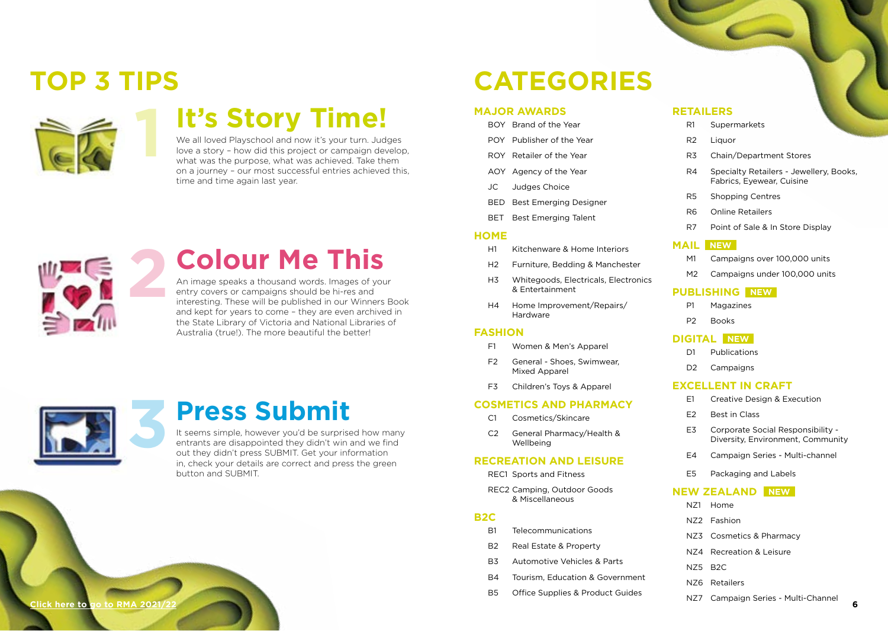# TOP 3 TIPS

## 1 It's Story Time!

We all loved Playschool and now it's your turn. Judges love a story – how did this project or campaign develop, what was the purpose, what was achieved. Take them on a journey – our most successful entries achieved this, time and time again last year.

## 2 Colour Me This

An image speaks a thousand words. Images of your entry covers or campaigns should be hi-res and interesting. These will be published in our Winners Book and kept for years to come – they are even archived in the State Library of Victoria and National Libraries of Australia (true!). The more beautiful the better!

## 3 Press Submit

It seems simple, however you'd be surprised how many entrants are disappointed they didn't win and we find out they didn't press SUBMIT. Get your information in, check your details are correct and press the green button and SUBMIT.

[Click here to go to RMA 2021/22]

# CATEGORIES

### MAJOR AWARDS

- BOY Brand of the Year
- POY Publisher of the Year
- ROY Retailer of the Year
- AOY Agency of the Year
- JC Judges Choice
- BED Best Emerging Designer
- BET Best Emerging Talent

### HOME

- H1 Kitchenware & Home Interiors
- H2 Furniture, Bedding & Manchester
- H3 Whitegoods, Electricals, Electronics & Entertainment
- H4 Home Improvement/Repairs/ Hardware

### FASHION

- F1 Women & Men's Apparel
- F2 General - Shoes, Swimwear, Mixed Apparel
- F3 Children's Toys & Apparel

### COSMETICS AND PHARMACY

- C1 Cosmetics/Skincare
- C2 General Pharmacy/Health & Wellbeing

### RECREATION AND LEISURE

- REC1 Sports and Fitness
- REC2 Camping, Outdoor Goods & Miscellaneous

### B2C

- B1 Telecommunications
- B2 Real Estate & Property
- B3 Automotive Vehicles & Parts
- B4 Tourism, Education & Government
- B5 Office Supplies & Product Guides

### RETAILERS

- R1 Supermarkets
- R2 Liquor
- R3 Chain/Department Stores
- R4 Specialty Retailers - Jewellery, Books, Fabrics, Eyewear, Cuisine
- R5 Shopping Centres
- R6 Online Retailers
- R7 Point of Sale & In Store Display

### MAIL NEW

- M1 Campaigns over 100,000 units
- M2 Campaigns under 100,000 units

### PUBLISHING NEW

- P1 Magazines
- P2 Books

### DIGITAL NEW

- D1 Publications
- D2 Campaigns

### EXCELLENT IN CRAFT

- E1 Creative Design & Execution
- E2 Best in Class
- E3 Corporate Social Responsibility - Diversity, Environment, Community
- E4 Campaign Series - Multi-channel
- E5 Packaging and Labels

### NEW ZEALAND NEW

- NZ1 Home
- NZ2 Fashion
- NZ3 Cosmetics & Pharmacy
- NZ4 Recreation & Leisure
- NZ5 B2C
- NZ6 Retailers
- NZ7 Campaign Series - Multi-Channel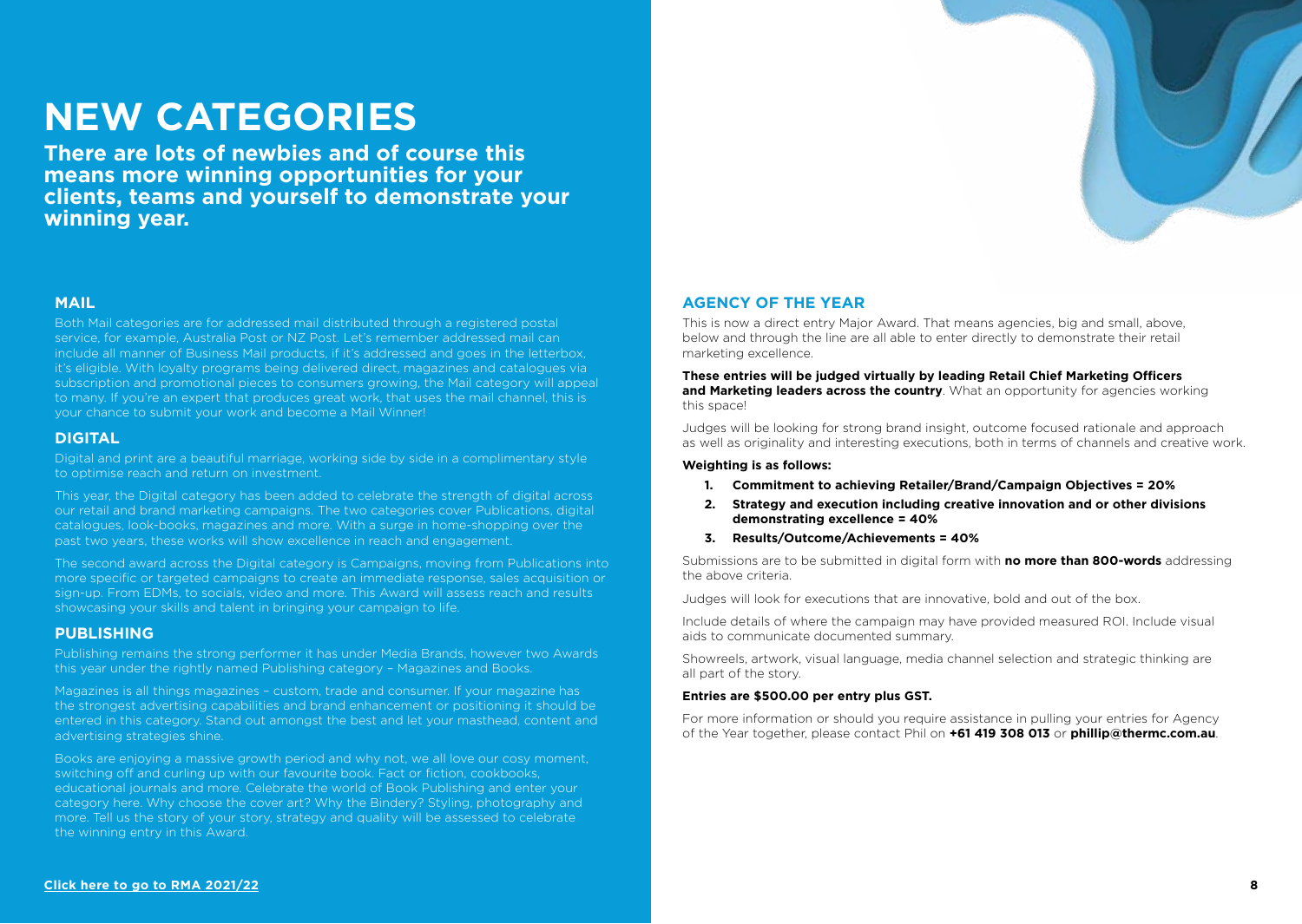# NEW CATEGORIES

**There are lots of newbies and of course this means more winning opportunities for your clients, teams and yourself to demonstrate your winning year.**

## MAIL

Both Mail categories are for addressed mail distributed through a registered postal service, for example, Australia Post or NZ Post. Let's remember addressed mail can include all manner of Business Mail products, if it's addressed and goes in the letterbox, it's eligible. With loyalty programs being delivered direct, magazines and catalogues via subscription and promotional pieces to consumers growing, the Mail category will appeal to many. If you're an expert that produces great work, that uses the mail channel, this is your chance to submit your work and become a Mail Winner!

## DIGITAL

Digital and print are a beautiful marriage, working side by side in a complimentary style to optimise reach and return on investment.

This year, the Digital category has been added to celebrate the strength of digital across our retail and brand marketing campaigns. The two categories cover Publications, digital catalogues, look-books, magazines and more. With a surge in home-shopping over the past two years, these works will show excellence in reach and engagement.

The second award across the Digital category is Campaigns, moving from Publications into more specific or targeted campaigns to create an immediate response, sales acquisition or sign-up. From EDMs, to socials, video and more. This Award will assess reach and results showcasing your skills and talent in bringing your campaign to life.

## PUBLISHING

Publishing remains the strong performer it has under Media Brands, however two Awards this year under the rightly named Publishing category – Magazines and Books.

Magazines is all things magazines – custom, trade and consumer. If your magazine has the strongest advertising capabilities and brand enhancement or positioning it should be entered in this category. Stand out amongst the best and let your masthead, content and advertising strategies shine.

Books are enjoying a massive growth period and why not, we all love our cosy moment, switching off and curling up with our favourite book. Fact or fiction, cookbooks, educational journals and more. Celebrate the world of Book Publishing and enter your category here. Why choose the cover art? Why the Bindery? Styling, photography and more. Tell us the story of your story, strategy and quality will be assessed to celebrate the winning entry in this Award.

**Click here to go to RMA 2021/22**

## AGENCY OF THE YEAR

This is now a direct entry Major Award. That means agencies, big and small, above, below and through the line are all able to enter directly to demonstrate their retail marketing excellence.

**These entries will be judged virtually by leading Retail Chief Marketing Officers and Marketing leaders across the country**. What an opportunity for agencies working this space!

Judges will be looking for strong brand insight, outcome focused rationale and approach as well as originality and interesting executions, both in terms of channels and creative work.

**Weighting is as follows:**

1. **Commitment to achieving Retailer/Brand/Campaign Objectives = 20%**
2. **Strategy and execution including creative innovation and or other divisions demonstrating excellence = 40%**
3. **Results/Outcome/Achievements = 40%**

Submissions are to be submitted in digital form with **no more than 800-words** addressing the above criteria.

Judges will look for executions that are innovative, bold and out of the box.

Include details of where the campaign may have provided measured ROI. Include visual aids to communicate documented summary.

Showreels, artwork, visual language, media channel selection and strategic thinking are all part of the story.

**Entries are $500.00 per entry plus GST.**

For more information or should you require assistance in pulling your entries for Agency of the Year together, please contact Phil on **+61 419 308 013** or **phillip@thermc.com.au**.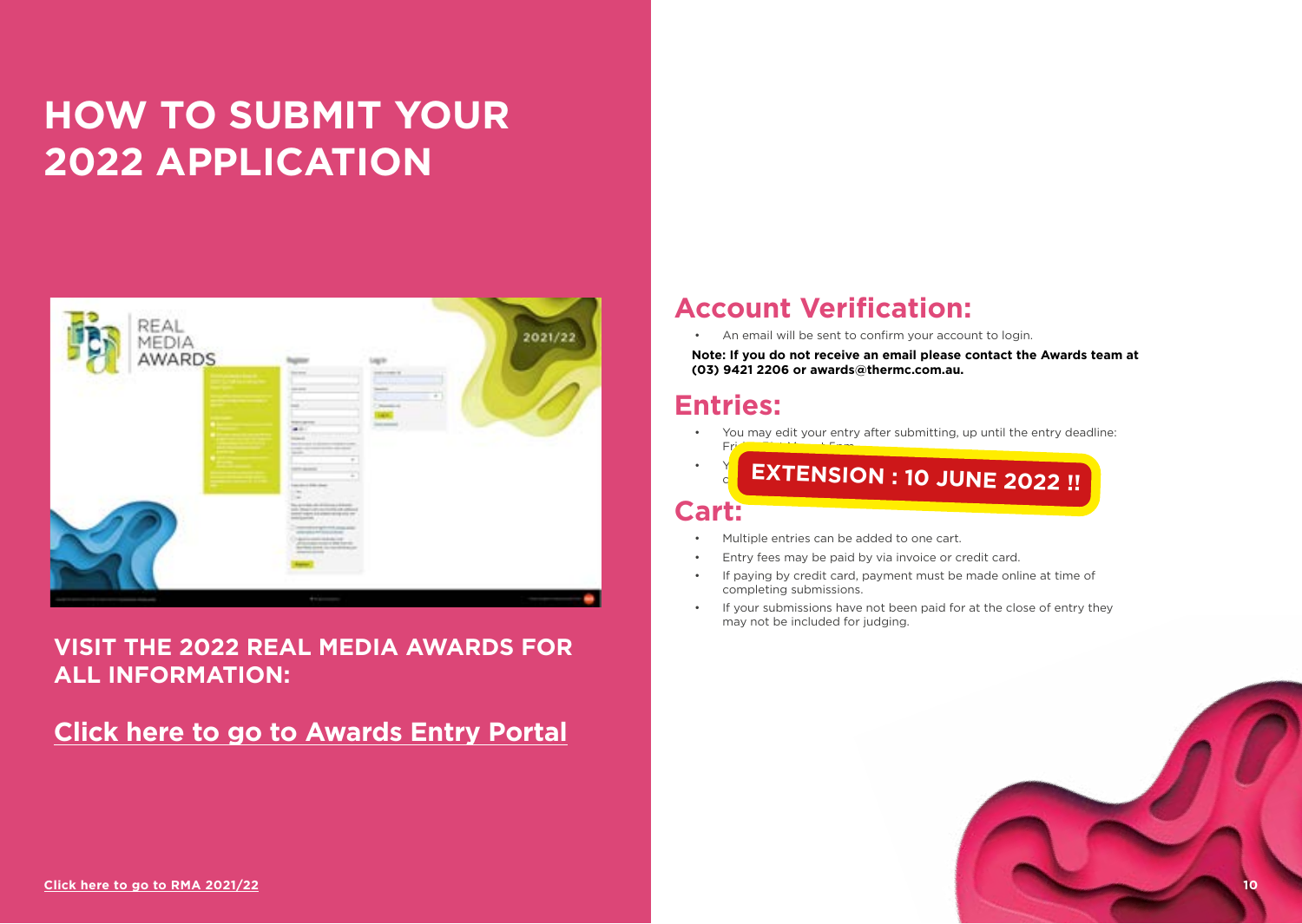# HOW TO SUBMIT YOUR 2022 APPLICATION

**VISIT THE 2022 REAL MEDIA AWARDS FOR ALL INFORMATION:**

[Click here to go to Awards Entry Portal]

## Account Verification:

- An email will be sent to confirm your account to login.

**Note: If you do not receive an email please contact the Awards team at (03) 9421 2206 or awards@thermc.com.au.**

## Entries:

- You may edit your entry after submitting, up until the entry deadline: Fri...
- Y... c...

**EXTENSION : 10 JUNE 2022 !!**

## Cart:

- Multiple entries can be added to one cart.
- Entry fees may be paid by via invoice or credit card.
- If paying by credit card, payment must be made online at time of completing submissions.
- If your submissions have not been paid for at the close of entry they may not be included for judging.

[Click here to go to RMA 2021/22]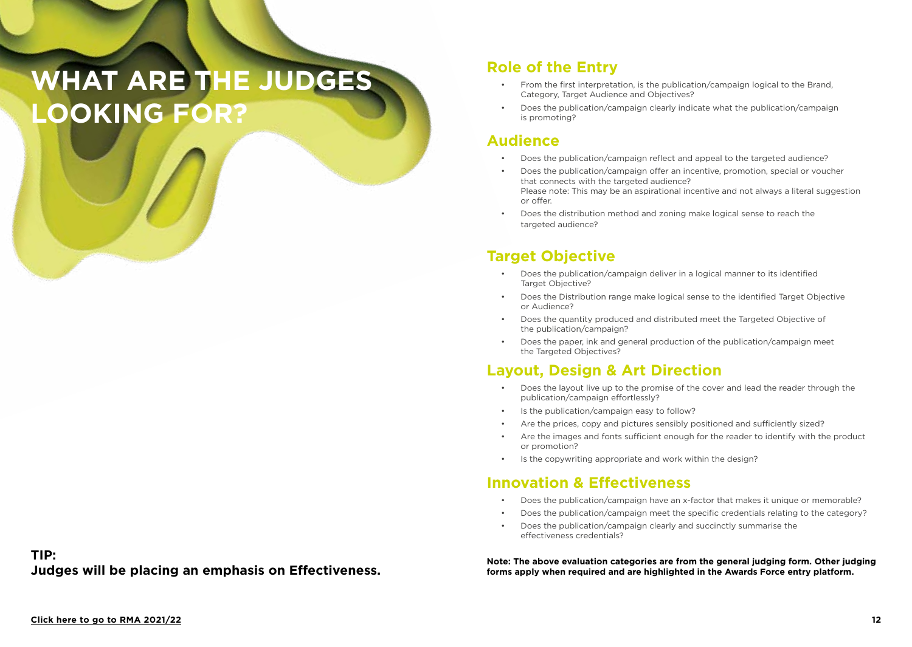# WHAT ARE THE JUDGES LOOKING FOR?

## Role of the Entry

- From the first interpretation, is the publication/campaign logical to the Brand, Category, Target Audience and Objectives?
- Does the publication/campaign clearly indicate what the publication/campaign is promoting?

## Audience

- Does the publication/campaign reflect and appeal to the targeted audience?
- Does the publication/campaign offer an incentive, promotion, special or voucher that connects with the targeted audience?
  Please note: This may be an aspirational incentive and not always a literal suggestion or offer.
- Does the distribution method and zoning make logical sense to reach the targeted audience?

## Target Objective

- Does the publication/campaign deliver in a logical manner to its identified Target Objective?
- Does the Distribution range make logical sense to the identified Target Objective or Audience?
- Does the quantity produced and distributed meet the Targeted Objective of the publication/campaign?
- Does the paper, ink and general production of the publication/campaign meet the Targeted Objectives?

## Layout, Design & Art Direction

- Does the layout live up to the promise of the cover and lead the reader through the publication/campaign effortlessly?
- Is the publication/campaign easy to follow?
- Are the prices, copy and pictures sensibly positioned and sufficiently sized?
- Are the images and fonts sufficient enough for the reader to identify with the product or promotion?
- Is the copywriting appropriate and work within the design?

## Innovation & Effectiveness

- Does the publication/campaign have an x-factor that makes it unique or memorable?
- Does the publication/campaign meet the specific credentials relating to the category?
- Does the publication/campaign clearly and succinctly summarise the effectiveness credentials?

**TIP:**
**Judges will be placing an emphasis on Effectiveness.**

**Note: The above evaluation categories are from the general judging form. Other judging forms apply when required and are highlighted in the Awards Force entry platform.**

**Click here to go to RMA 2021/22**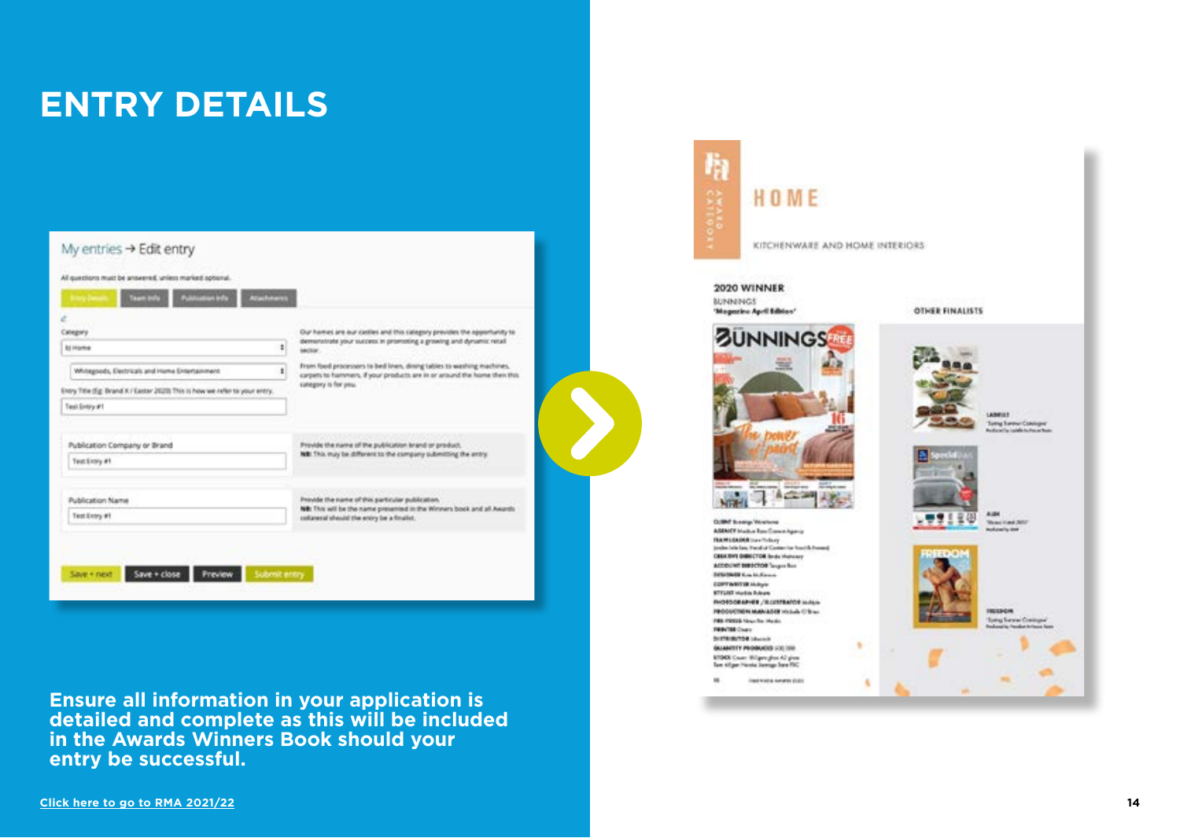# ENTRY DETAILS

Ensure all information in your application is detailed and complete as this will be included in the Awards Winners Book should your entry be successful.

[Click here to go to RMA 2021/22]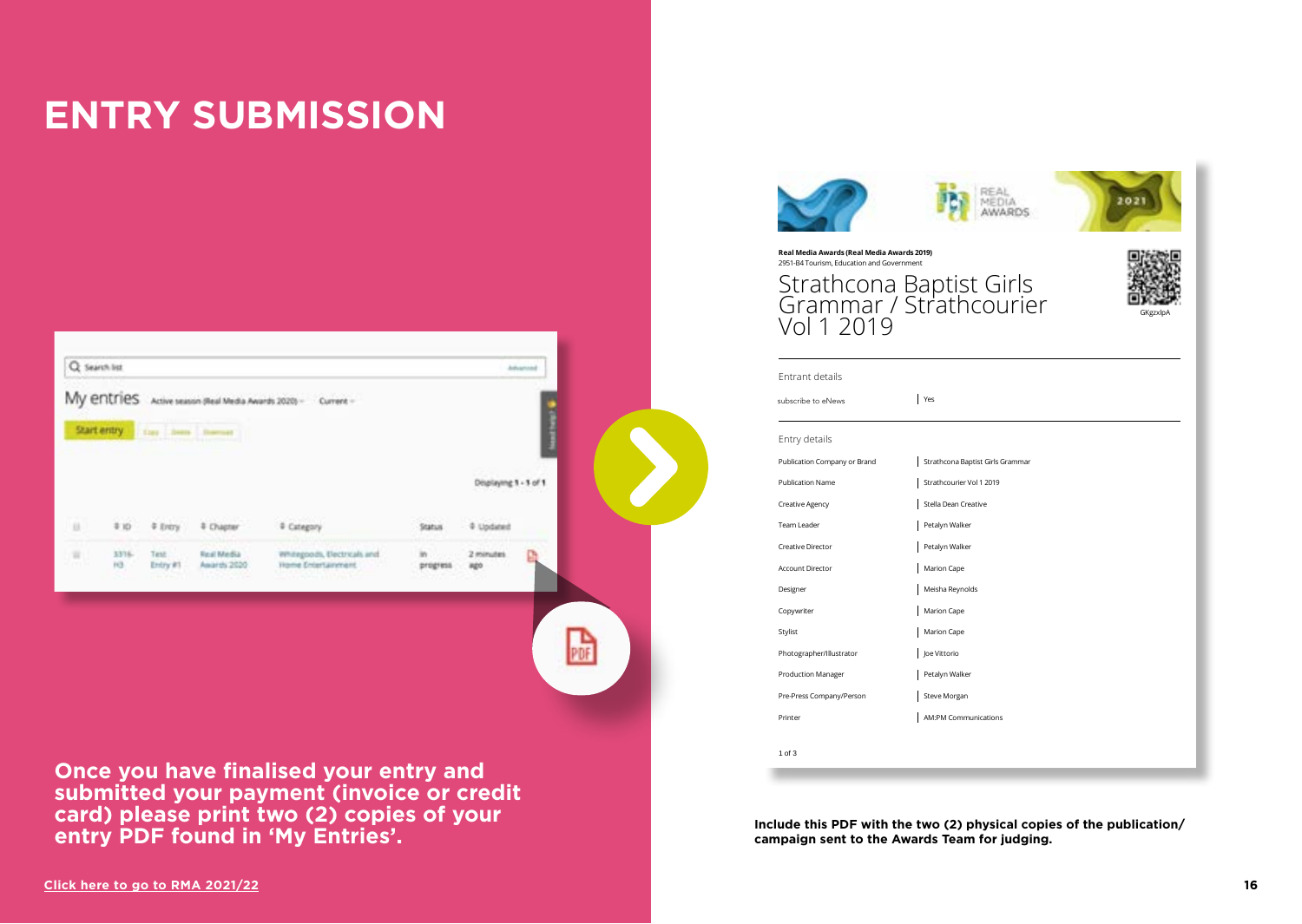# ENTRY SUBMISSION

Real Media Awards (Real Media Awards 2019)
2951-B4 Tourism, Education and Government

## Strathcona Baptist Girls Grammar / Strathcourier Vol 1 2019

GKgzxlpA

Entrant details

| | |
|---|---|
| subscribe to eNews | Yes |

Entry details

| | |
|---|---|
| Publication Company or Brand | Strathcona Baptist Girls Grammar |
| Publication Name | Strathcourier Vol 1 2019 |
| Creative Agency | Stella Dean Creative |
| Team Leader | Petalyn Walker |
| Creative Director | Petalyn Walker |
| Account Director | Marion Cape |
| Designer | Meisha Reynolds |
| Copywriter | Marion Cape |
| Stylist | Marion Cape |
| Photographer/Illustrator | Joe Vittorio |
| Production Manager | Petalyn Walker |
| Pre-Press Company/Person | Steve Morgan |
| Printer | AM:PM Communications |

1 of 3

**Once you have finalised your entry and submitted your payment (invoice or credit card) please print two (2) copies of your entry PDF found in 'My Entries'.**

**Include this PDF with the two (2) physical copies of the publication/campaign sent to the Awards Team for judging.**

**Click here to go to RMA 2021/22**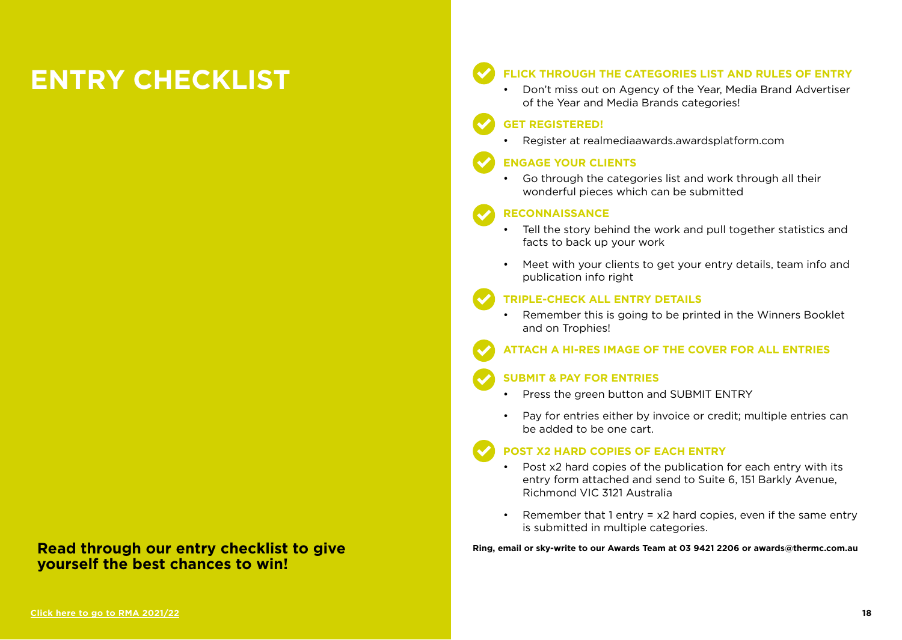# ENTRY CHECKLIST

**Read through our entry checklist to give yourself the best chances to win!**

### FLICK THROUGH THE CATEGORIES LIST AND RULES OF ENTRY

- Don't miss out on Agency of the Year, Media Brand Advertiser of the Year and Media Brands categories!

### GET REGISTERED!

- Register at realmediaawards.awardsplatform.com

### ENGAGE YOUR CLIENTS

- Go through the categories list and work through all their wonderful pieces which can be submitted

### RECONNAISSANCE

- Tell the story behind the work and pull together statistics and facts to back up your work
- Meet with your clients to get your entry details, team info and publication info right

### TRIPLE-CHECK ALL ENTRY DETAILS

- Remember this is going to be printed in the Winners Booklet and on Trophies!

### ATTACH A HI-RES IMAGE OF THE COVER FOR ALL ENTRIES

### SUBMIT & PAY FOR ENTRIES

- Press the green button and SUBMIT ENTRY
- Pay for entries either by invoice or credit; multiple entries can be added to be one cart.

### POST X2 HARD COPIES OF EACH ENTRY

- Post x2 hard copies of the publication for each entry with its entry form attached and send to Suite 6, 151 Barkly Avenue, Richmond VIC 3121 Australia
- Remember that 1 entry = x2 hard copies, even if the same entry is submitted in multiple categories.

**Ring, email or sky-write to our Awards Team at 03 9421 2206 or awards@thermc.com.au**

**Click here to go to RMA 2021/22**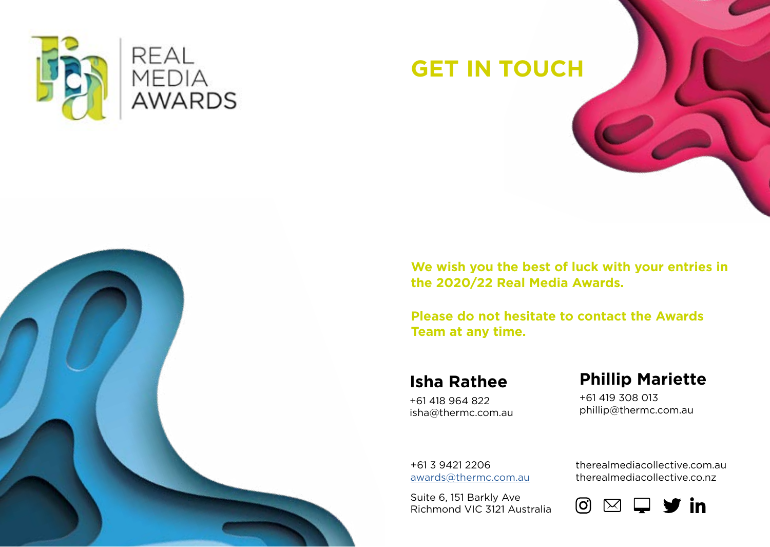REAL MEDIA AWARDS

# GET IN TOUCH

**We wish you the best of luck with your entries in the 2020/22 Real Media Awards.**

**Please do not hesitate to contact the Awards Team at any time.**

## Isha Rathee

+61 418 964 822
isha@thermc.com.au

## Phillip Mariette

+61 419 308 013
phillip@thermc.com.au

+61 3 9421 2206
awards@thermc.com.au

Suite 6, 151 Barkly Ave
Richmond VIC 3121 Australia

therealmediacollective.com.au
therealmediacollective.co.nz